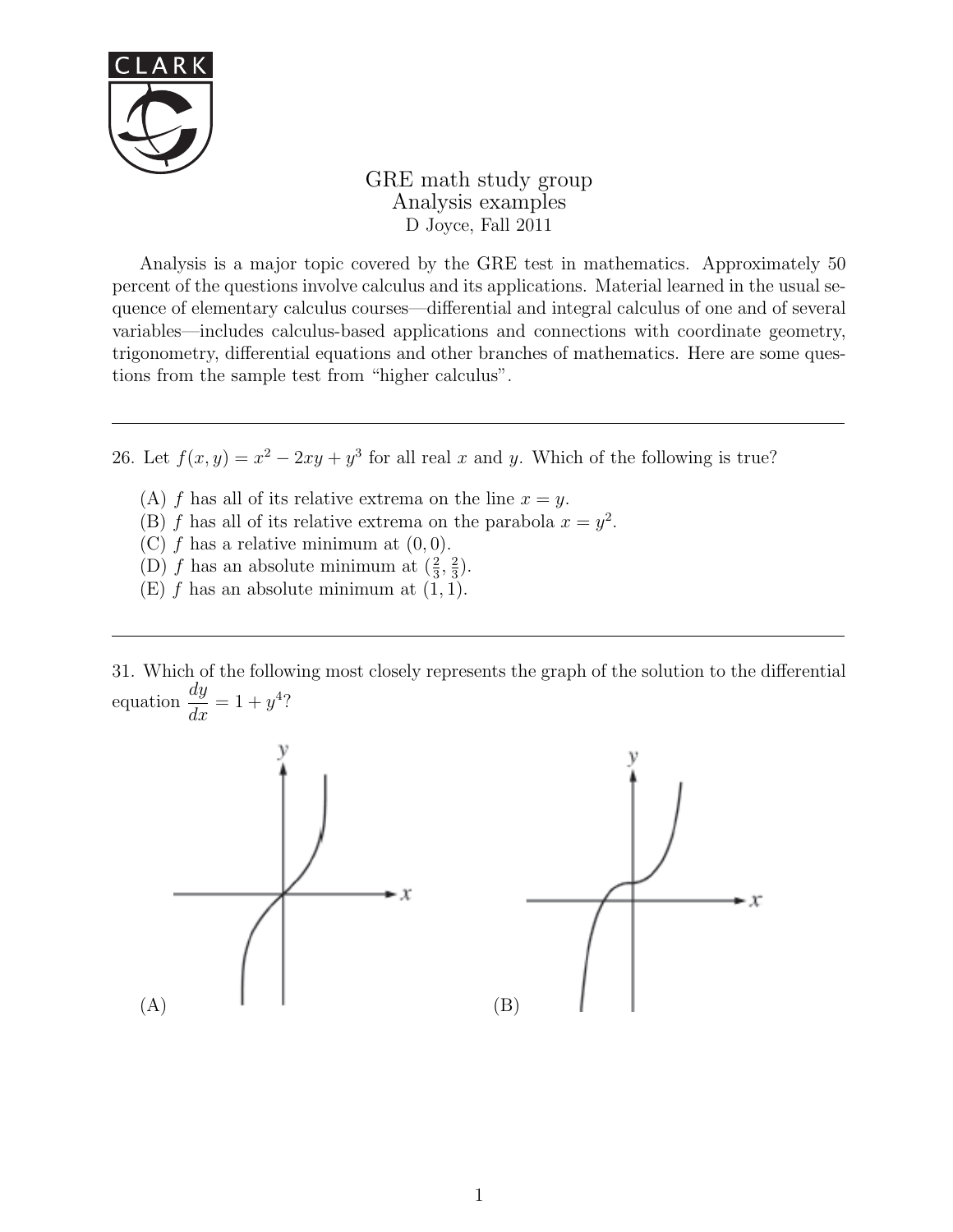# GRE math study group
## Analysis examples
D Joyce, Fall 2011

Analysis is a major topic covered by the GRE test in mathematics. Approximately 50 percent of the questions involve calculus and its applications. Material learned in the usual sequence of elementary calculus courses—differential and integral calculus of one and of several variables—includes calculus-based applications and connections with coordinate geometry, trigonometry, differential equations and other branches of mathematics. Here are some questions from the sample test from "higher calculus".

---

26. Let $f(x, y) = x^2 - 2xy + y^3$ for all real $x$ and $y$. Which of the following is true?

(A) $f$ has all of its relative extrema on the line $x = y$.
(B) $f$ has all of its relative extrema on the parabola $x = y^2$.
(C) $f$ has a relative minimum at $(0, 0)$.
(D) $f$ has an absolute minimum at $(\frac{2}{3}, \frac{2}{3})$.
(E) $f$ has an absolute minimum at $(1, 1)$.

---

31. Which of the following most closely represents the graph of the solution to the differential equation $\dfrac{dy}{dx} = 1 + y^4$?

(A)

(B)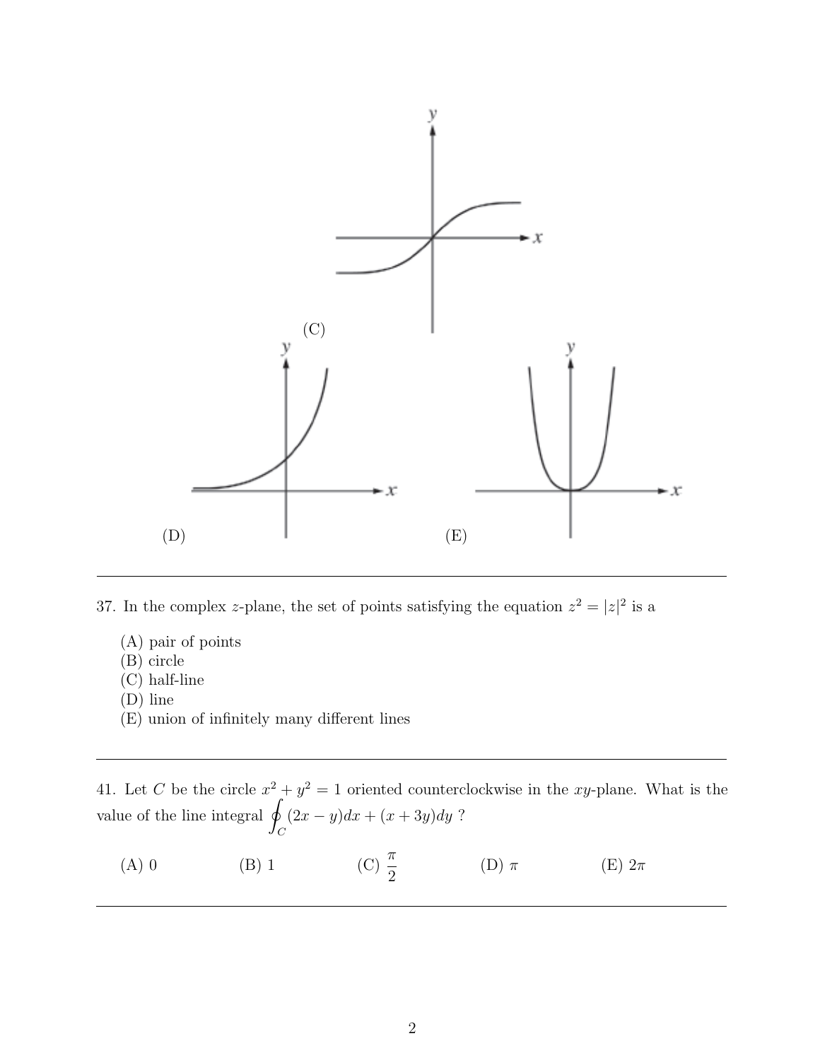(C)

(D)

(E)

---

37. In the complex $z$-plane, the set of points satisfying the equation $z^2 = |z|^2$ is a

(A) pair of points
(B) circle
(C) half-line
(D) line
(E) union of infinitely many different lines

---

41. Let $C$ be the circle $x^2 + y^2 = 1$ oriented counterclockwise in the $xy$-plane. What is the value of the line integral $\oint_C (2x - y)dx + (x + 3y)dy$ ?

(A) 0 (B) 1 (C) $\frac{\pi}{2}$ (D) $\pi$ (E) $2\pi$

---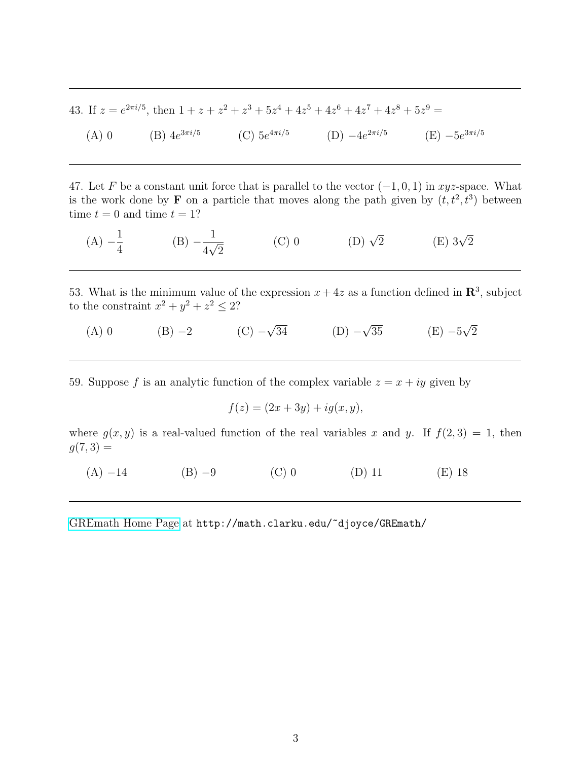---

43. If $z = e^{2\pi i/5}$, then $1 + z + z^2 + z^3 + 5z^4 + 4z^5 + 4z^6 + 4z^7 + 4z^8 + 5z^9 =$

(A) 0 (B) $4e^{3\pi i/5}$ (C) $5e^{4\pi i/5}$ (D) $-4e^{2\pi i/5}$ (E) $-5e^{3\pi i/5}$

---

47. Let $F$ be a constant unit force that is parallel to the vector $(-1, 0, 1)$ in $xyz$-space. What is the work done by $\mathbf{F}$ on a particle that moves along the path given by $(t, t^2, t^3)$ between time $t = 0$ and time $t = 1$?

(A) $-\dfrac{1}{4}$ (B) $-\dfrac{1}{4\sqrt{2}}$ (C) 0 (D) $\sqrt{2}$ (E) $3\sqrt{2}$

---

53. What is the minimum value of the expression $x + 4z$ as a function defined in $\mathbf{R}^3$, subject to the constraint $x^2 + y^2 + z^2 \leq 2$?

(A) 0 (B) $-2$ (C) $-\sqrt{34}$ (D) $-\sqrt{35}$ (E) $-5\sqrt{2}$

---

59. Suppose $f$ is an analytic function of the complex variable $z = x + iy$ given by

$$f(z) = (2x + 3y) + ig(x, y),$$

where $g(x, y)$ is a real-valued function of the real variables $x$ and $y$. If $f(2, 3) = 1$, then $g(7, 3) =$

(A) $-14$ (B) $-9$ (C) 0 (D) 11 (E) 18

---

GREmath Home Page at http://math.clarku.edu/~djoyce/GREmath/